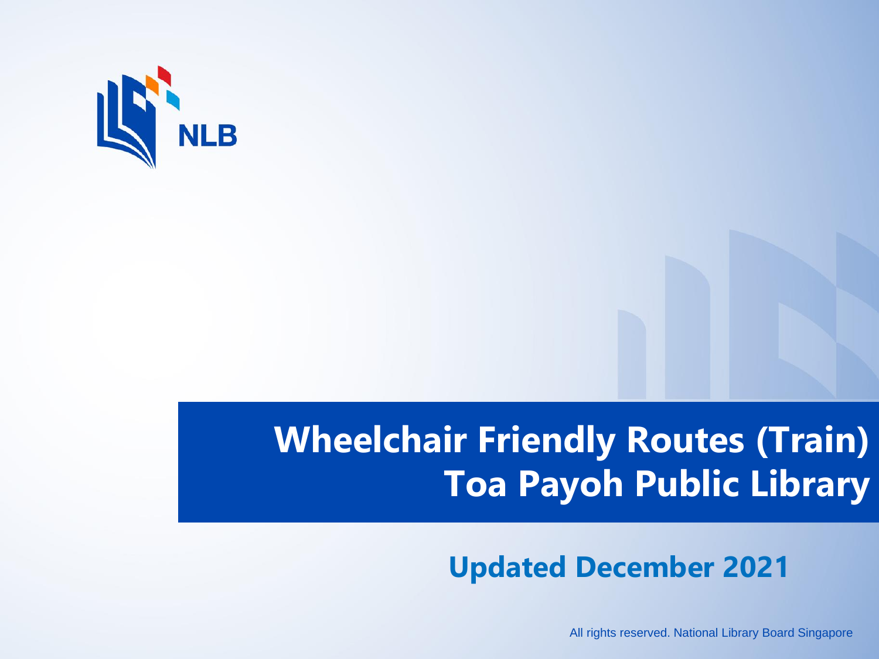NLB

# Wheelchair Friendly Routes (Train)
# Toa Payoh Public Library

## Updated December 2021

All rights reserved. National Library Board Singapore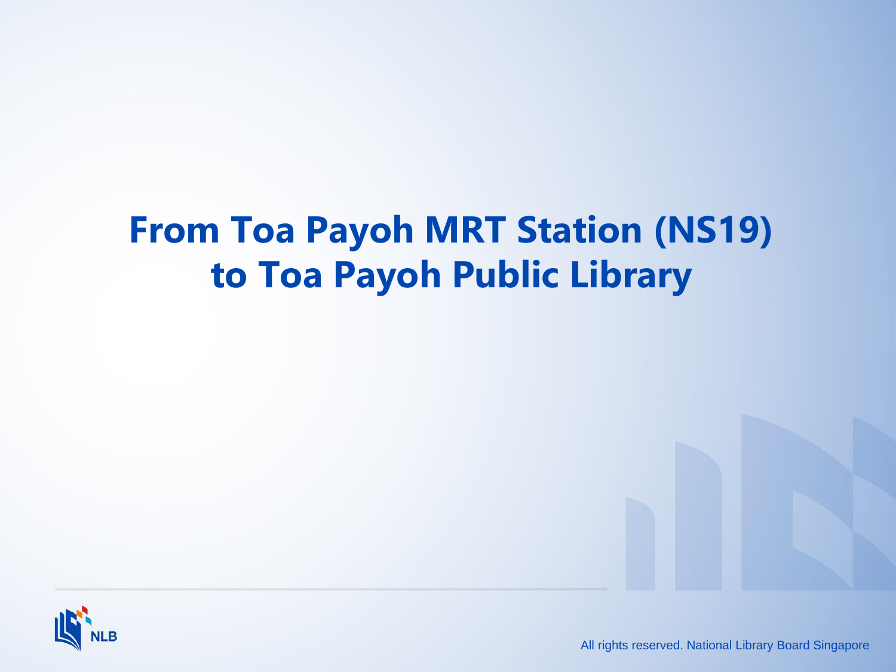# From Toa Payoh MRT Station (NS19) to Toa Payoh Public Library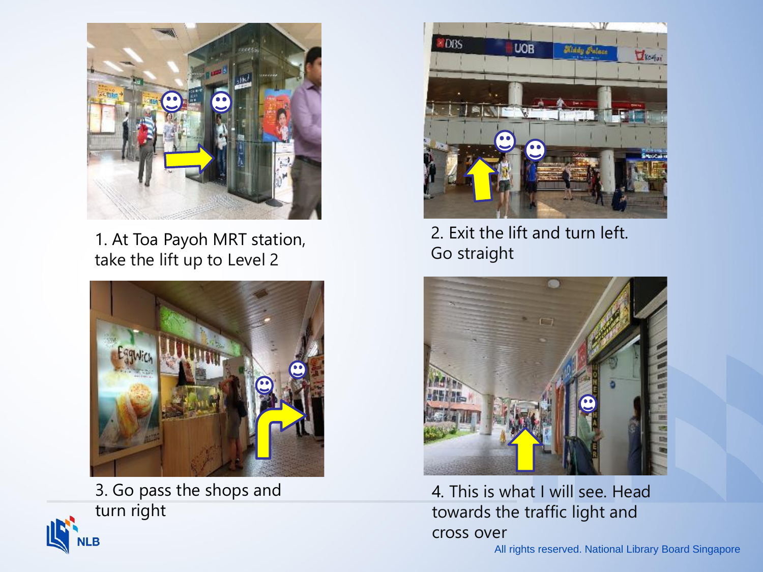1. At Toa Payoh MRT station, take the lift up to Level 2

2. Exit the lift and turn left. Go straight

3. Go pass the shops and turn right

4. This is what I will see. Head towards the traffic light and cross over

All rights reserved. National Library Board Singapore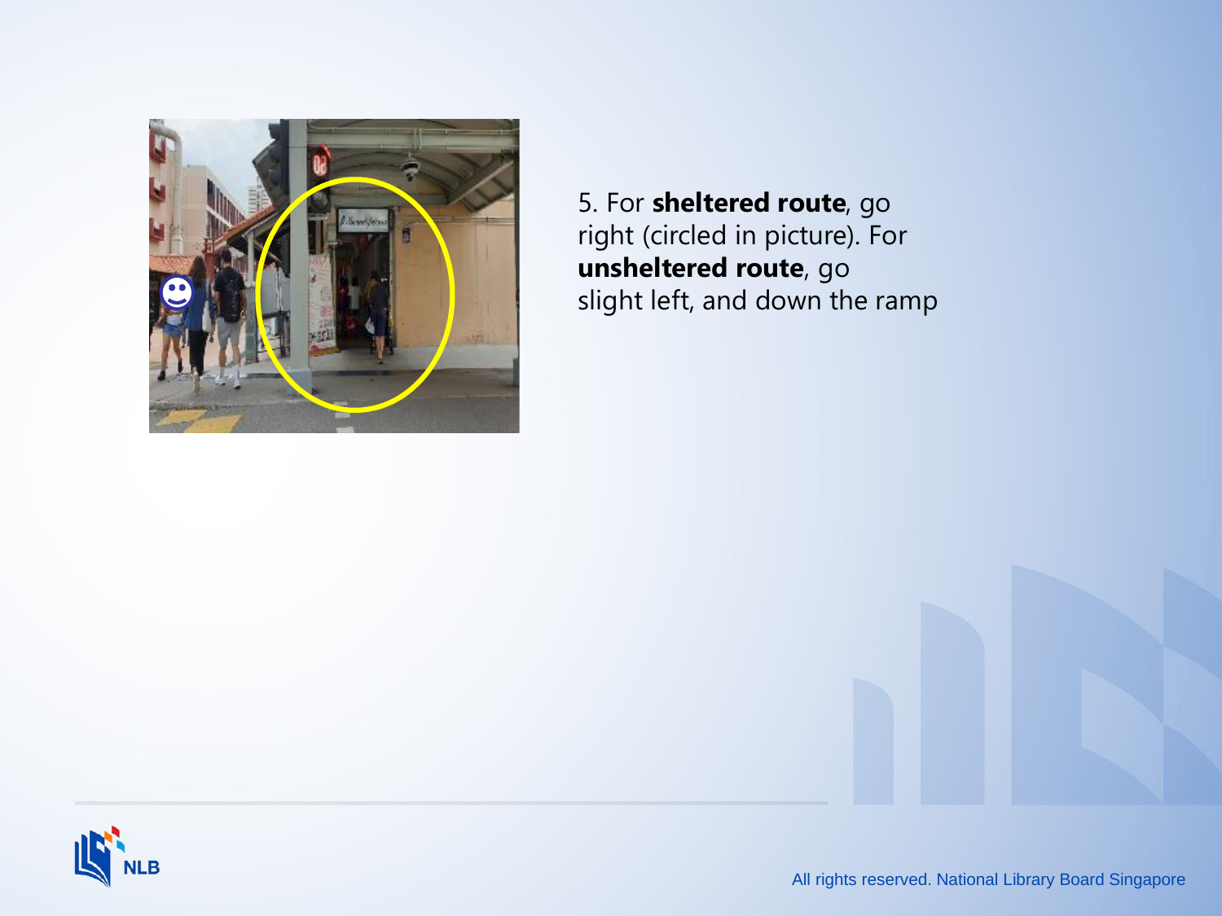5. For **sheltered route**, go right (circled in picture). For **unsheltered route**, go slight left, and down the ramp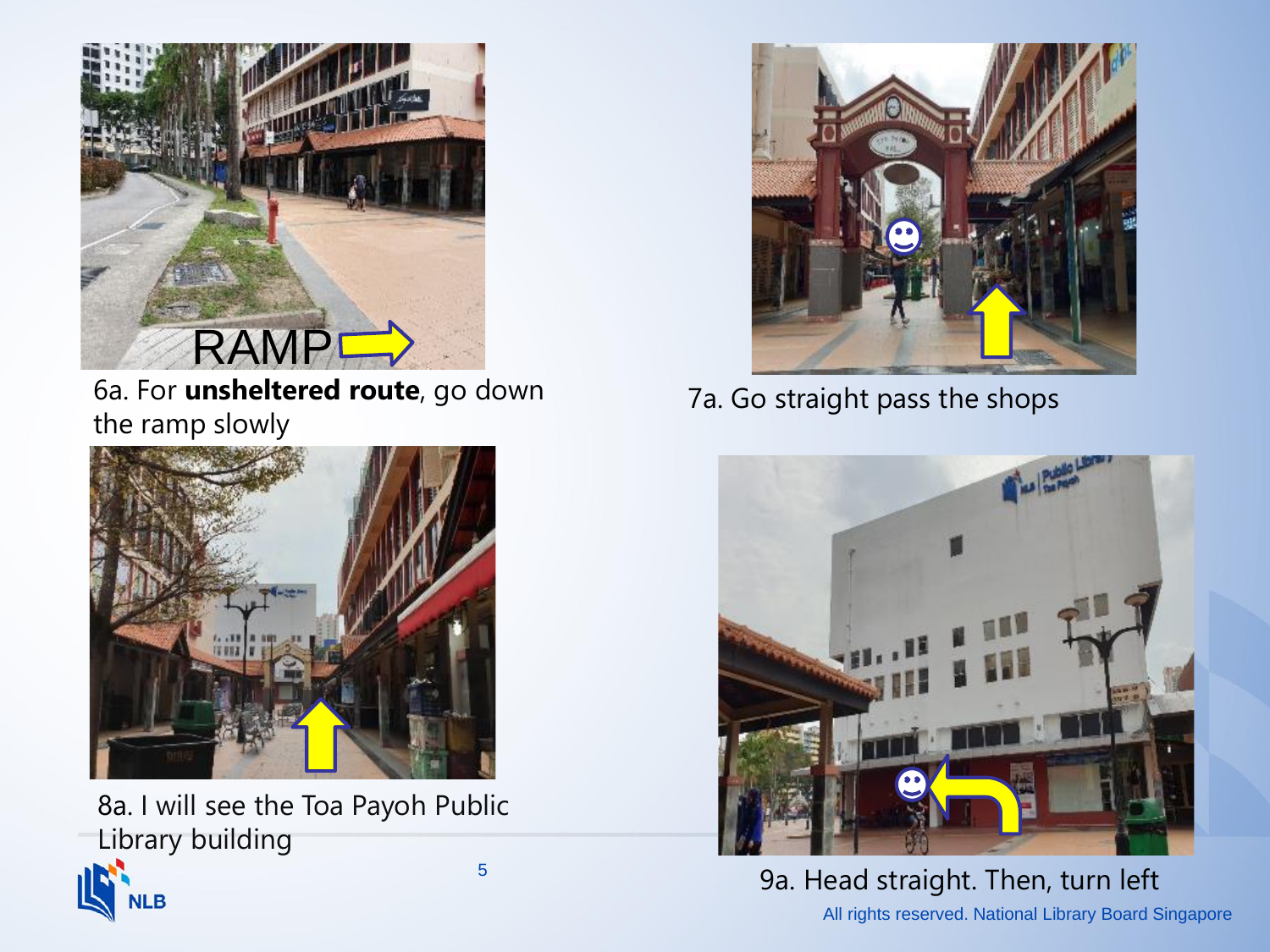6a. For **unsheltered route**, go down the ramp slowly

7a. Go straight pass the shops

8a. I will see the Toa Payoh Public Library building

9a. Head straight. Then, turn left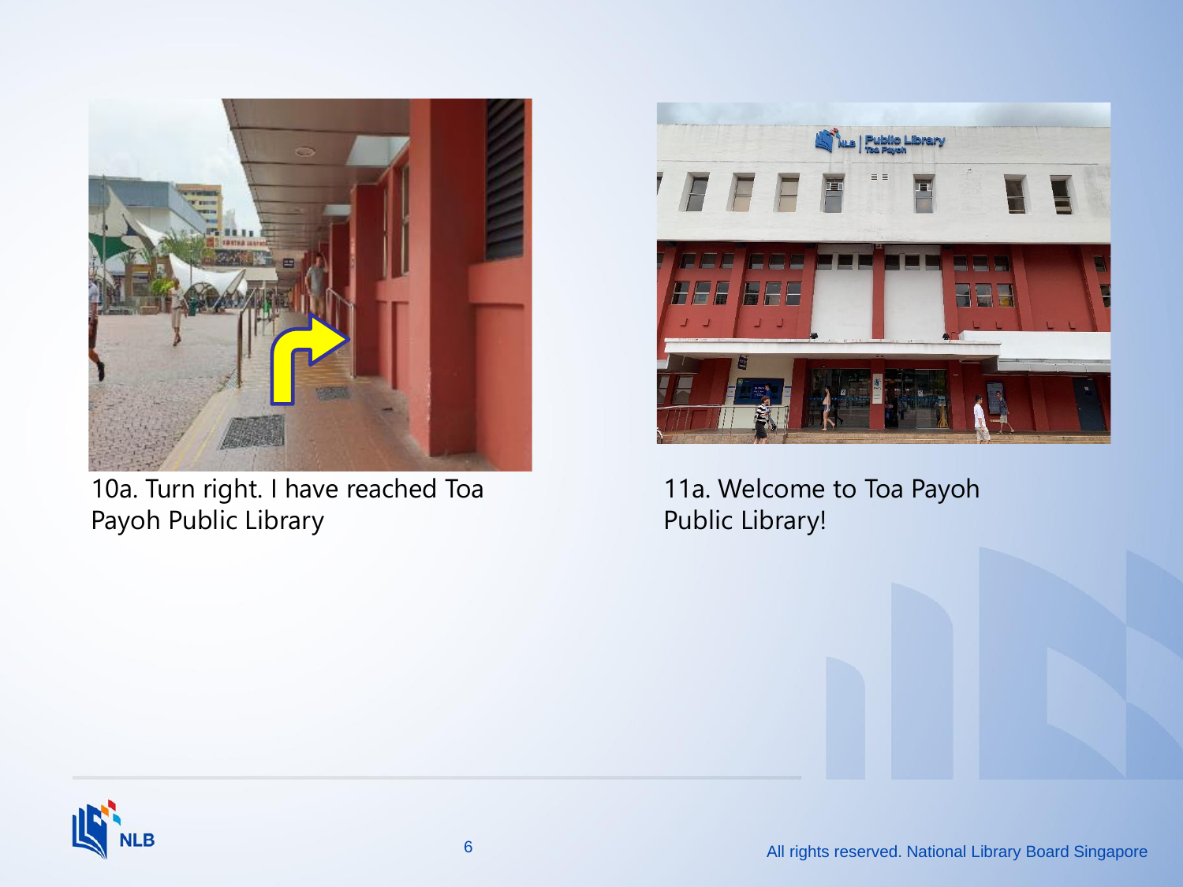10a. Turn right. I have reached Toa Payoh Public Library

11a. Welcome to Toa Payoh Public Library!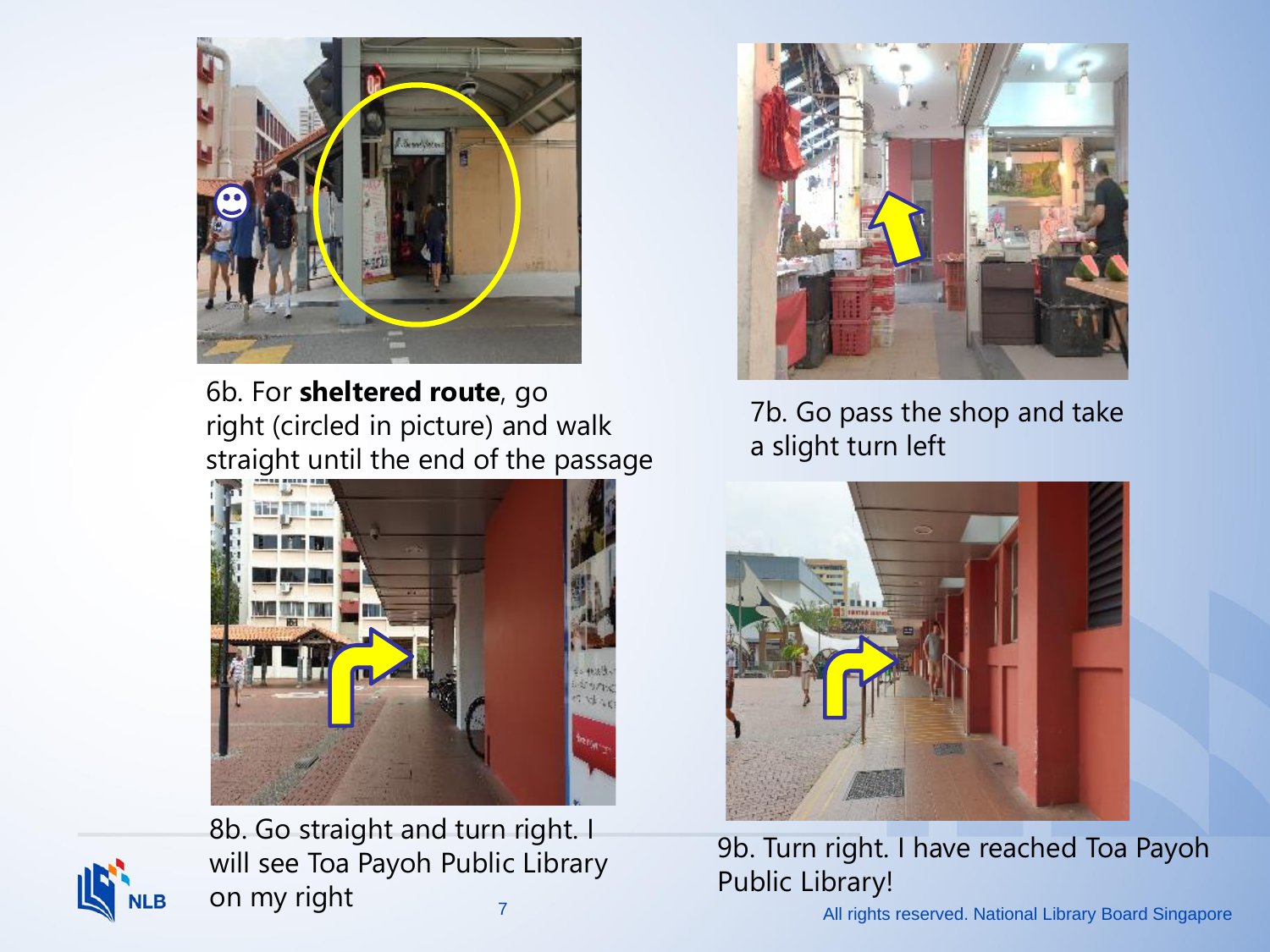6b. For **sheltered route**, go right (circled in picture) and walk straight until the end of the passage

7b. Go pass the shop and take a slight turn left

8b. Go straight and turn right. I will see Toa Payoh Public Library on my right

9b. Turn right. I have reached Toa Payoh Public Library!

All rights reserved. National Library Board Singapore